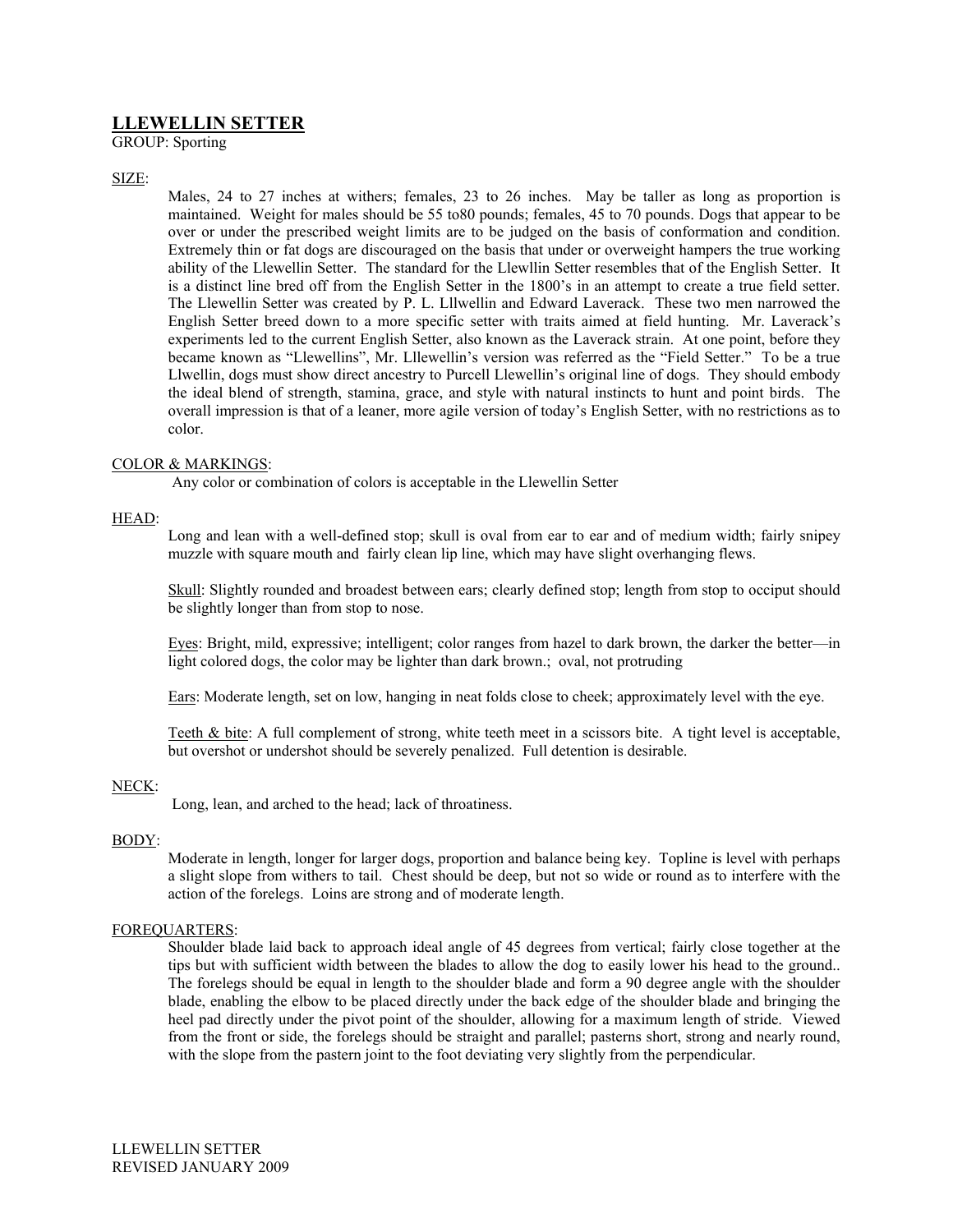# LLEWELLIN SETTER

GROUP: Sporting

SIZE:

Males, 24 to 27 inches at withers; females, 23 to 26 inches. May be taller as long as proportion is maintained. Weight for males should be 55 to80 pounds; females, 45 to 70 pounds. Dogs that appear to be over or under the prescribed weight limits are to be judged on the basis of conformation and condition. Extremely thin or fat dogs are discouraged on the basis that under or overweight hampers the true working ability of the Llewellin Setter. The standard for the Llewllin Setter resembles that of the English Setter. It is a distinct line bred off from the English Setter in the 1800's in an attempt to create a true field setter. The Llewellin Setter was created by P. L. Lllwellin and Edward Laverack. These two men narrowed the English Setter breed down to a more specific setter with traits aimed at field hunting. Mr. Laverack's experiments led to the current English Setter, also known as the Laverack strain. At one point, before they became known as "Llewellins", Mr. Lllewellin's version was referred as the "Field Setter." To be a true Llwellin, dogs must show direct ancestry to Purcell Llewellin's original line of dogs. They should embody the ideal blend of strength, stamina, grace, and style with natural instincts to hunt and point birds. The overall impression is that of a leaner, more agile version of today's English Setter, with no restrictions as to color.

COLOR & MARKINGS:

Any color or combination of colors is acceptable in the Llewellin Setter

HEAD:

Long and lean with a well-defined stop; skull is oval from ear to ear and of medium width; fairly snipey muzzle with square mouth and fairly clean lip line, which may have slight overhanging flews.

Skull: Slightly rounded and broadest between ears; clearly defined stop; length from stop to occiput should be slightly longer than from stop to nose.

Eyes: Bright, mild, expressive; intelligent; color ranges from hazel to dark brown, the darker the better—in light colored dogs, the color may be lighter than dark brown.; oval, not protruding

Ears: Moderate length, set on low, hanging in neat folds close to cheek; approximately level with the eye.

Teeth & bite: A full complement of strong, white teeth meet in a scissors bite. A tight level is acceptable, but overshot or undershot should be severely penalized. Full detention is desirable.

NECK:

Long, lean, and arched to the head; lack of throatiness.

BODY:

Moderate in length, longer for larger dogs, proportion and balance being key. Topline is level with perhaps a slight slope from withers to tail. Chest should be deep, but not so wide or round as to interfere with the action of the forelegs. Loins are strong and of moderate length.

FOREQUARTERS:

Shoulder blade laid back to approach ideal angle of 45 degrees from vertical; fairly close together at the tips but with sufficient width between the blades to allow the dog to easily lower his head to the ground.. The forelegs should be equal in length to the shoulder blade and form a 90 degree angle with the shoulder blade, enabling the elbow to be placed directly under the back edge of the shoulder blade and bringing the heel pad directly under the pivot point of the shoulder, allowing for a maximum length of stride. Viewed from the front or side, the forelegs should be straight and parallel; pasterns short, strong and nearly round, with the slope from the pastern joint to the foot deviating very slightly from the perpendicular.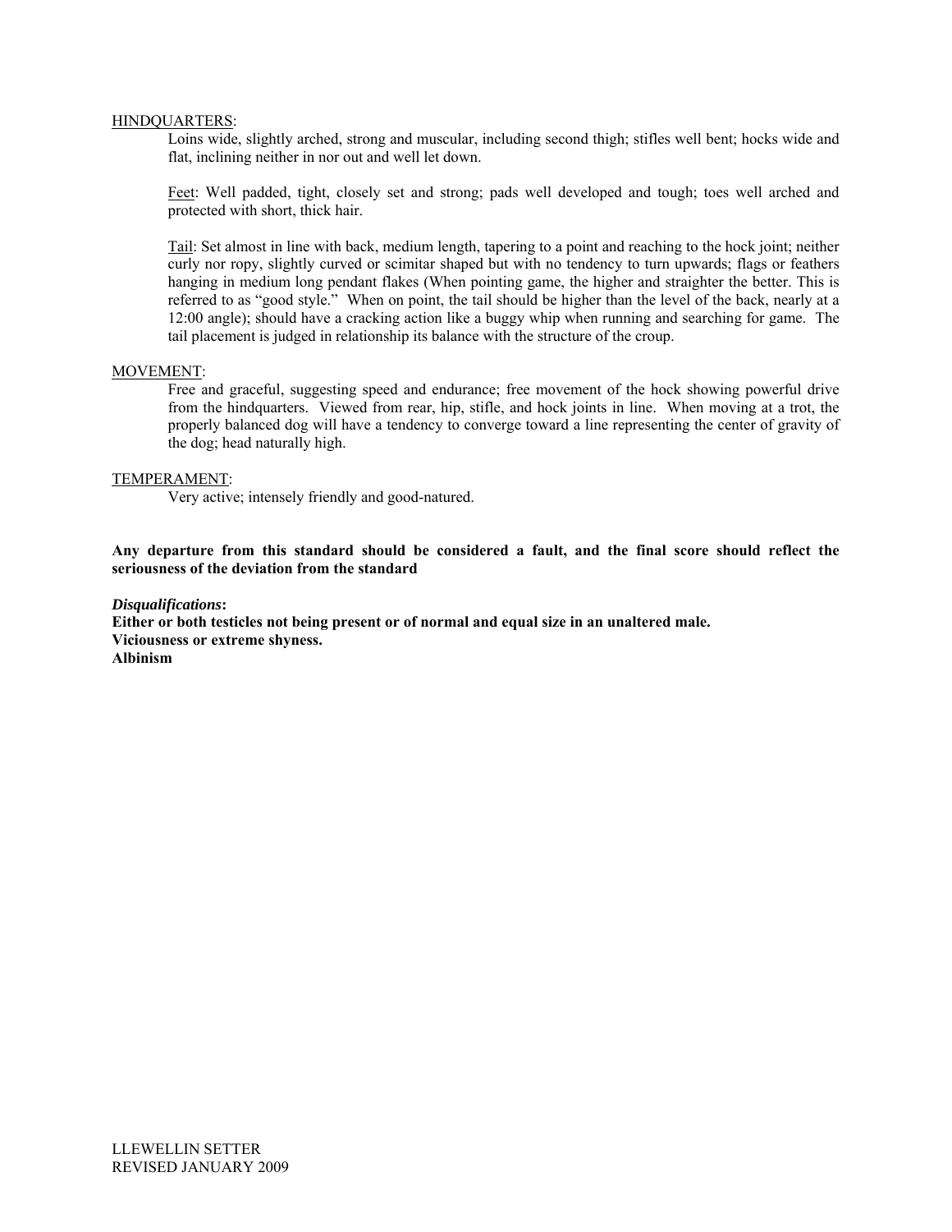<u>HINDQUARTERS</u>:

Loins wide, slightly arched, strong and muscular, including second thigh; stifles well bent; hocks wide and flat, inclining neither in nor out and well let down.

<u>Feet</u>: Well padded, tight, closely set and strong; pads well developed and tough; toes well arched and protected with short, thick hair.

<u>Tail</u>: Set almost in line with back, medium length, tapering to a point and reaching to the hock joint; neither curly nor ropy, slightly curved or scimitar shaped but with no tendency to turn upwards; flags or feathers hanging in medium long pendant flakes (When pointing game, the higher and straighter the better. This is referred to as "good style." When on point, the tail should be higher than the level of the back, nearly at a 12:00 angle); should have a cracking action like a buggy whip when running and searching for game. The tail placement is judged in relationship its balance with the structure of the croup.

<u>MOVEMENT</u>:

Free and graceful, suggesting speed and endurance; free movement of the hock showing powerful drive from the hindquarters. Viewed from rear, hip, stifle, and hock joints in line. When moving at a trot, the properly balanced dog will have a tendency to converge toward a line representing the center of gravity of the dog; head naturally high.

<u>TEMPERAMENT</u>:

Very active; intensely friendly and good-natured.

**Any departure from this standard should be considered a fault, and the final score should reflect the seriousness of the deviation from the standard**

***Disqualifications*:**

**Either or both testicles not being present or of normal and equal size in an unaltered male.**
**Viciousness or extreme shyness.**
**Albinism**

LLEWELLIN SETTER
REVISED JANUARY 2009